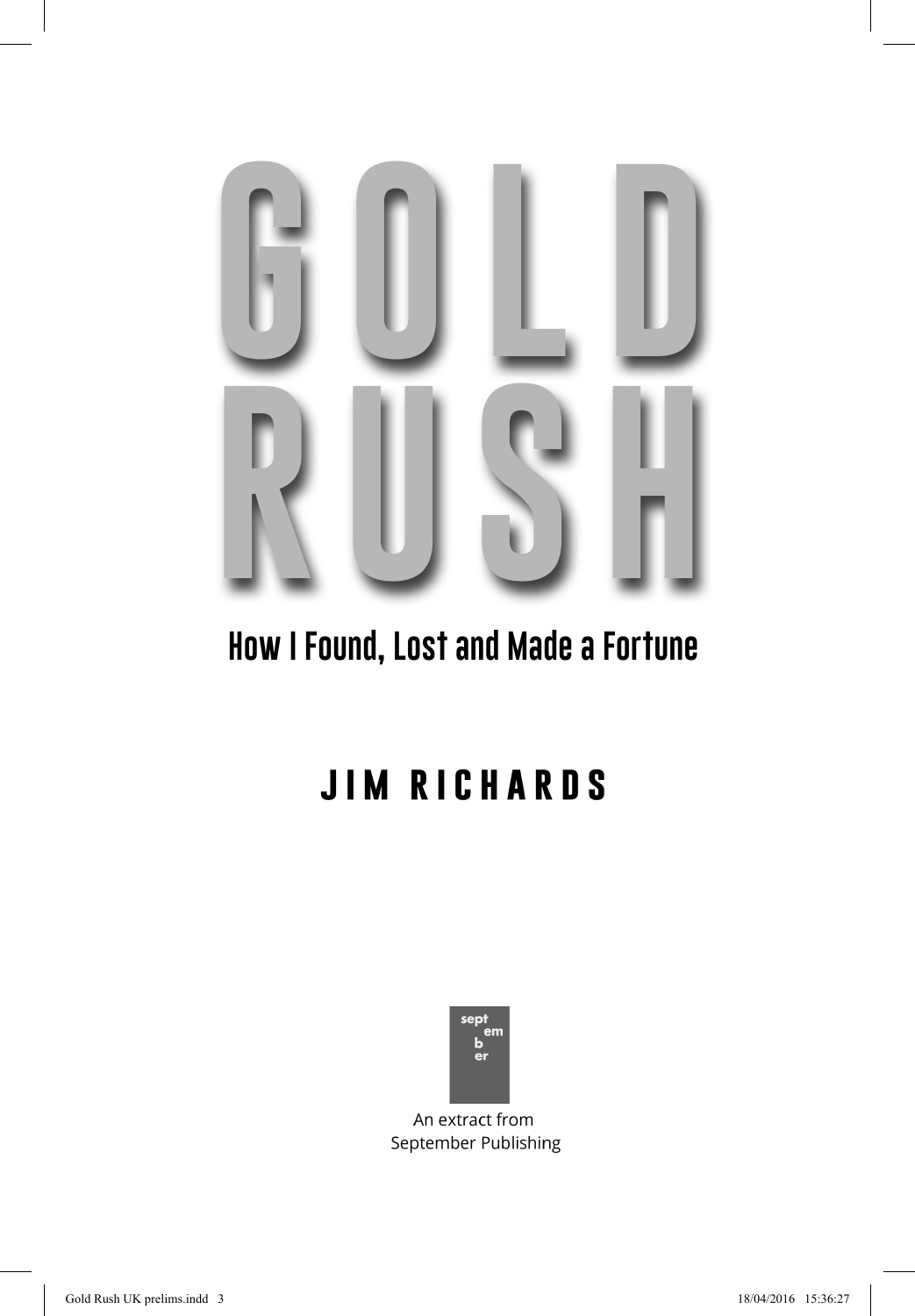# GOLD RUSH

## How I Found, Lost and Made a Fortune

### JIM RICHARDS

sept em b er

An extract from
September Publishing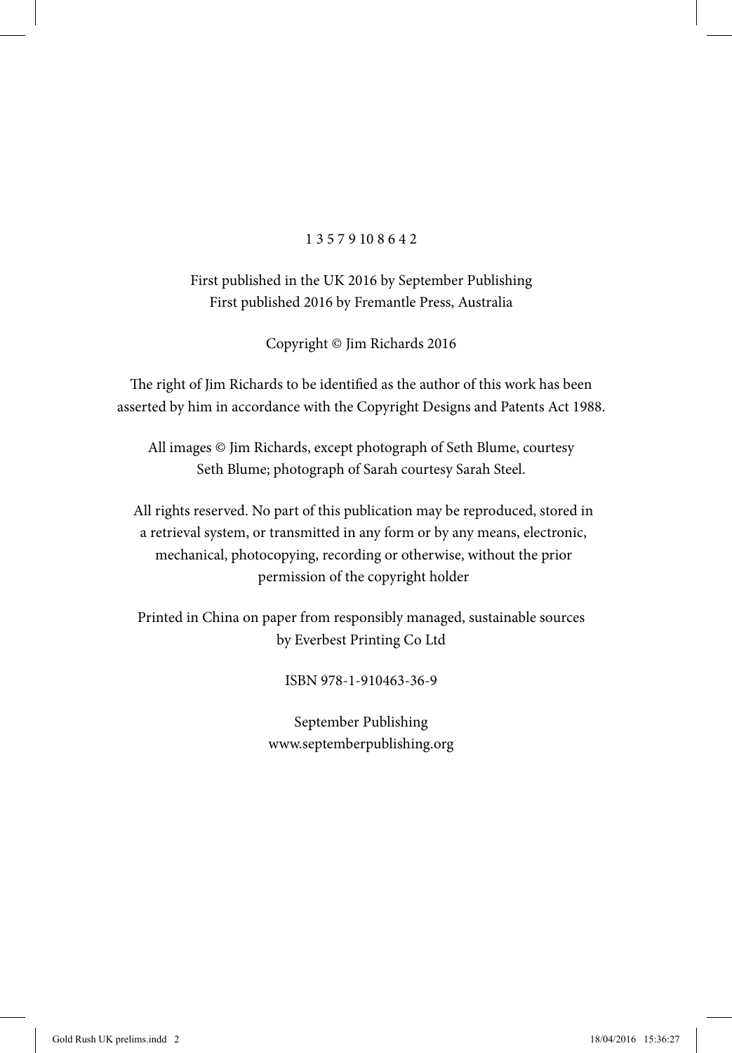1 3 5 7 9 10 8 6 4 2

First published in the UK 2016 by September Publishing
First published 2016 by Fremantle Press, Australia

Copyright © Jim Richards 2016

The right of Jim Richards to be identified as the author of this work has been asserted by him in accordance with the Copyright Designs and Patents Act 1988.

All images © Jim Richards, except photograph of Seth Blume, courtesy Seth Blume; photograph of Sarah courtesy Sarah Steel.

All rights reserved. No part of this publication may be reproduced, stored in a retrieval system, or transmitted in any form or by any means, electronic, mechanical, photocopying, recording or otherwise, without the prior permission of the copyright holder

Printed in China on paper from responsibly managed, sustainable sources by Everbest Printing Co Ltd

ISBN 978-1-910463-36-9

September Publishing
www.septemberpublishing.org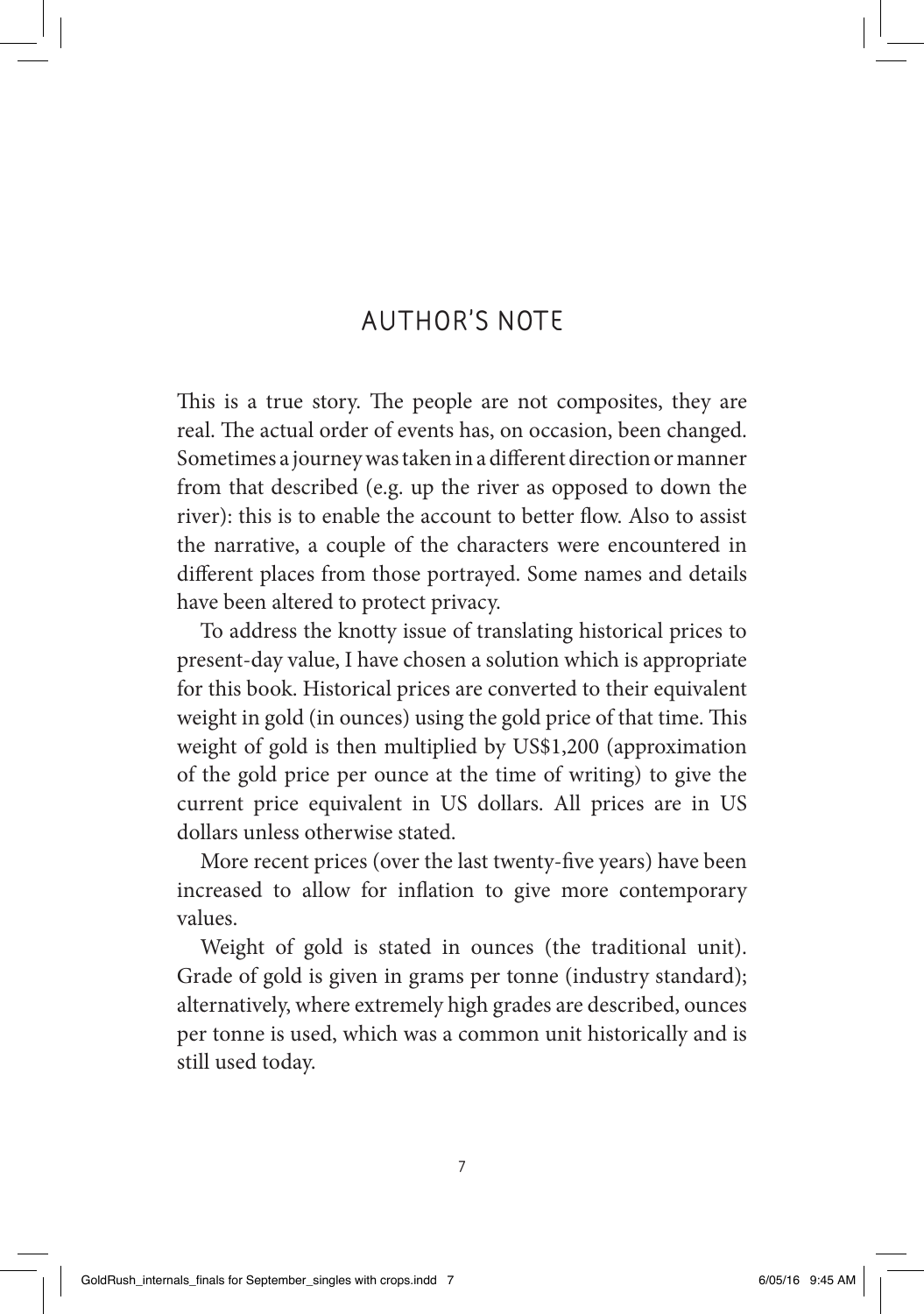# AUTHOR'S NOTE

This is a true story. The people are not composites, they are real. The actual order of events has, on occasion, been changed. Sometimes a journey was taken in a different direction or manner from that described (e.g. up the river as opposed to down the river): this is to enable the account to better flow. Also to assist the narrative, a couple of the characters were encountered in different places from those portrayed. Some names and details have been altered to protect privacy.

To address the knotty issue of translating historical prices to present-day value, I have chosen a solution which is appropriate for this book. Historical prices are converted to their equivalent weight in gold (in ounces) using the gold price of that time. This weight of gold is then multiplied by US$1,200 (approximation of the gold price per ounce at the time of writing) to give the current price equivalent in US dollars. All prices are in US dollars unless otherwise stated.

More recent prices (over the last twenty-five years) have been increased to allow for inflation to give more contemporary values.

Weight of gold is stated in ounces (the traditional unit). Grade of gold is given in grams per tonne (industry standard); alternatively, where extremely high grades are described, ounces per tonne is used, which was a common unit historically and is still used today.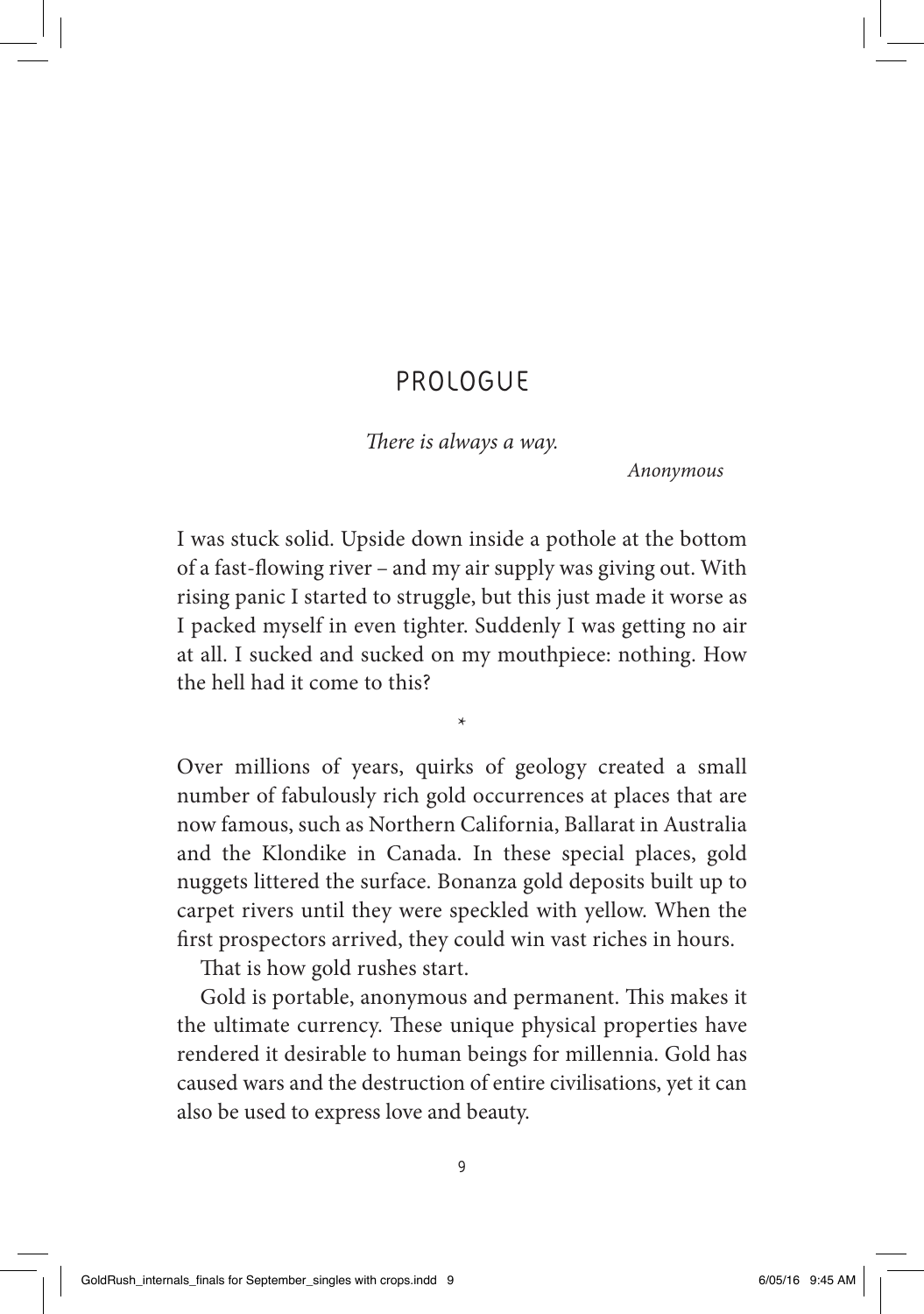# PROLOGUE

*There is always a way.*

*Anonymous*

I was stuck solid. Upside down inside a pothole at the bottom of a fast-flowing river – and my air supply was giving out. With rising panic I started to struggle, but this just made it worse as I packed myself in even tighter. Suddenly I was getting no air at all. I sucked and sucked on my mouthpiece: nothing. How the hell had it come to this?

*

Over millions of years, quirks of geology created a small number of fabulously rich gold occurrences at places that are now famous, such as Northern California, Ballarat in Australia and the Klondike in Canada. In these special places, gold nuggets littered the surface. Bonanza gold deposits built up to carpet rivers until they were speckled with yellow. When the first prospectors arrived, they could win vast riches in hours.

That is how gold rushes start.

Gold is portable, anonymous and permanent. This makes it the ultimate currency. These unique physical properties have rendered it desirable to human beings for millennia. Gold has caused wars and the destruction of entire civilisations, yet it can also be used to express love and beauty.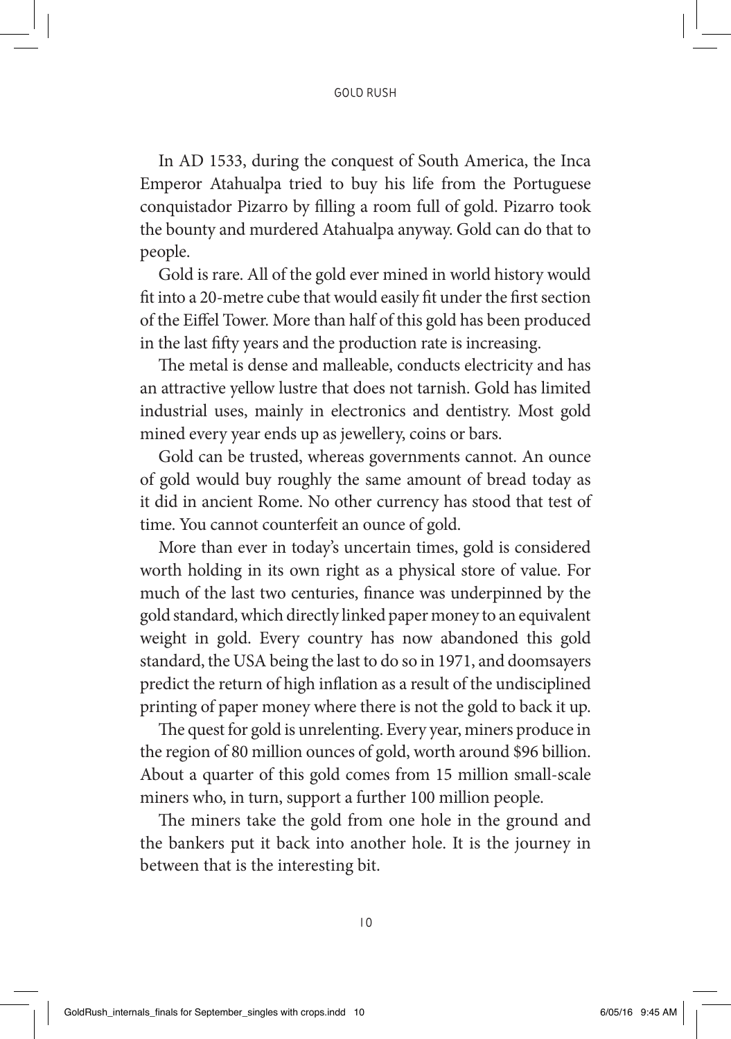In AD 1533, during the conquest of South America, the Inca Emperor Atahualpa tried to buy his life from the Portuguese conquistador Pizarro by filling a room full of gold. Pizarro took the bounty and murdered Atahualpa anyway. Gold can do that to people.

Gold is rare. All of the gold ever mined in world history would fit into a 20-metre cube that would easily fit under the first section of the Eiffel Tower. More than half of this gold has been produced in the last fifty years and the production rate is increasing.

The metal is dense and malleable, conducts electricity and has an attractive yellow lustre that does not tarnish. Gold has limited industrial uses, mainly in electronics and dentistry. Most gold mined every year ends up as jewellery, coins or bars.

Gold can be trusted, whereas governments cannot. An ounce of gold would buy roughly the same amount of bread today as it did in ancient Rome. No other currency has stood that test of time. You cannot counterfeit an ounce of gold.

More than ever in today's uncertain times, gold is considered worth holding in its own right as a physical store of value. For much of the last two centuries, finance was underpinned by the gold standard, which directly linked paper money to an equivalent weight in gold. Every country has now abandoned this gold standard, the USA being the last to do so in 1971, and doomsayers predict the return of high inflation as a result of the undisciplined printing of paper money where there is not the gold to back it up.

The quest for gold is unrelenting. Every year, miners produce in the region of 80 million ounces of gold, worth around $96 billion. About a quarter of this gold comes from 15 million small-scale miners who, in turn, support a further 100 million people.

The miners take the gold from one hole in the ground and the bankers put it back into another hole. It is the journey in between that is the interesting bit.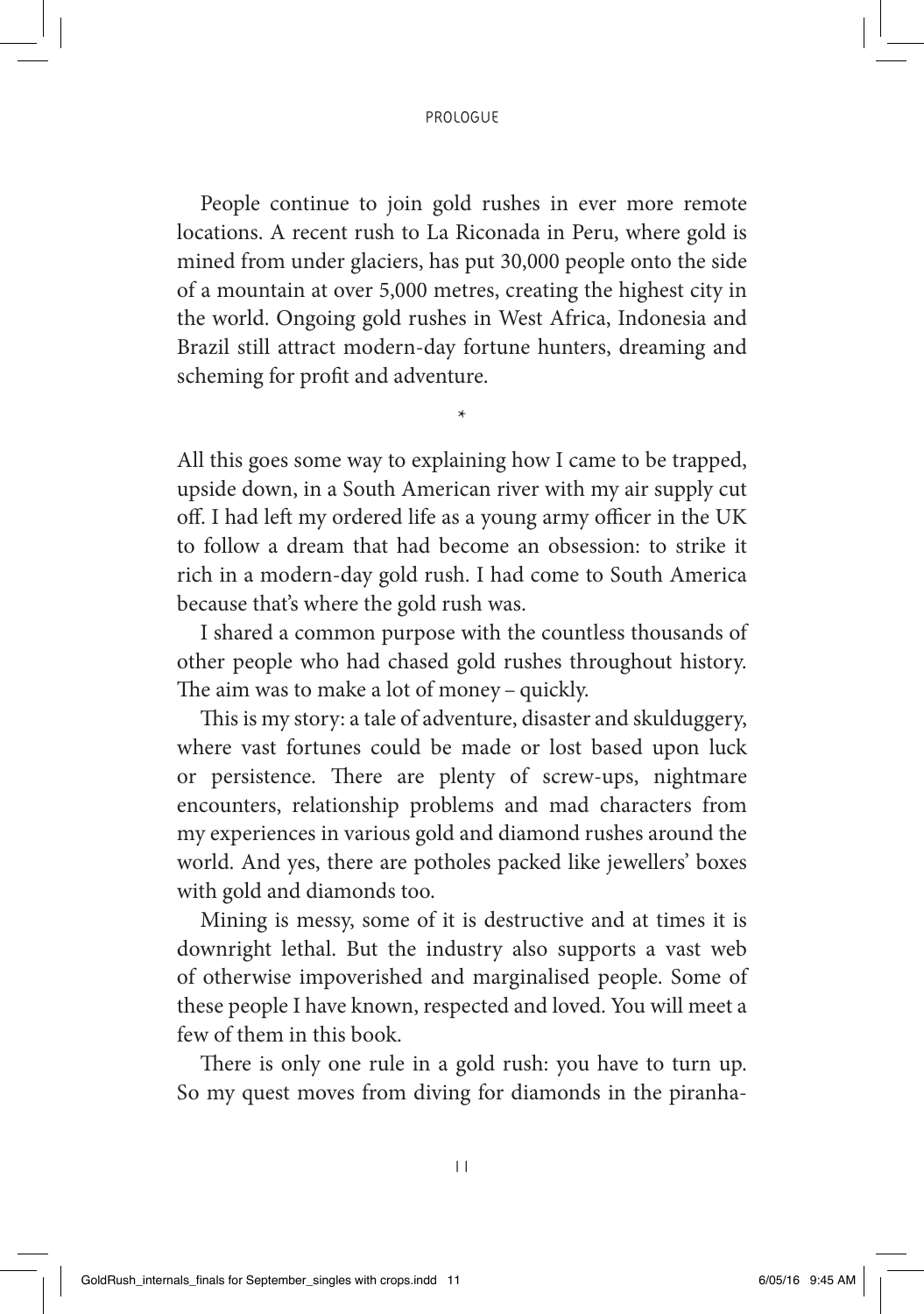People continue to join gold rushes in ever more remote locations. A recent rush to La Riconada in Peru, where gold is mined from under glaciers, has put 30,000 people onto the side of a mountain at over 5,000 metres, creating the highest city in the world. Ongoing gold rushes in West Africa, Indonesia and Brazil still attract modern-day fortune hunters, dreaming and scheming for profit and adventure.

*

All this goes some way to explaining how I came to be trapped, upside down, in a South American river with my air supply cut off. I had left my ordered life as a young army officer in the UK to follow a dream that had become an obsession: to strike it rich in a modern-day gold rush. I had come to South America because that's where the gold rush was.

I shared a common purpose with the countless thousands of other people who had chased gold rushes throughout history. The aim was to make a lot of money – quickly.

This is my story: a tale of adventure, disaster and skulduggery, where vast fortunes could be made or lost based upon luck or persistence. There are plenty of screw-ups, nightmare encounters, relationship problems and mad characters from my experiences in various gold and diamond rushes around the world. And yes, there are potholes packed like jewellers' boxes with gold and diamonds too.

Mining is messy, some of it is destructive and at times it is downright lethal. But the industry also supports a vast web of otherwise impoverished and marginalised people. Some of these people I have known, respected and loved. You will meet a few of them in this book.

There is only one rule in a gold rush: you have to turn up. So my quest moves from diving for diamonds in the piranha-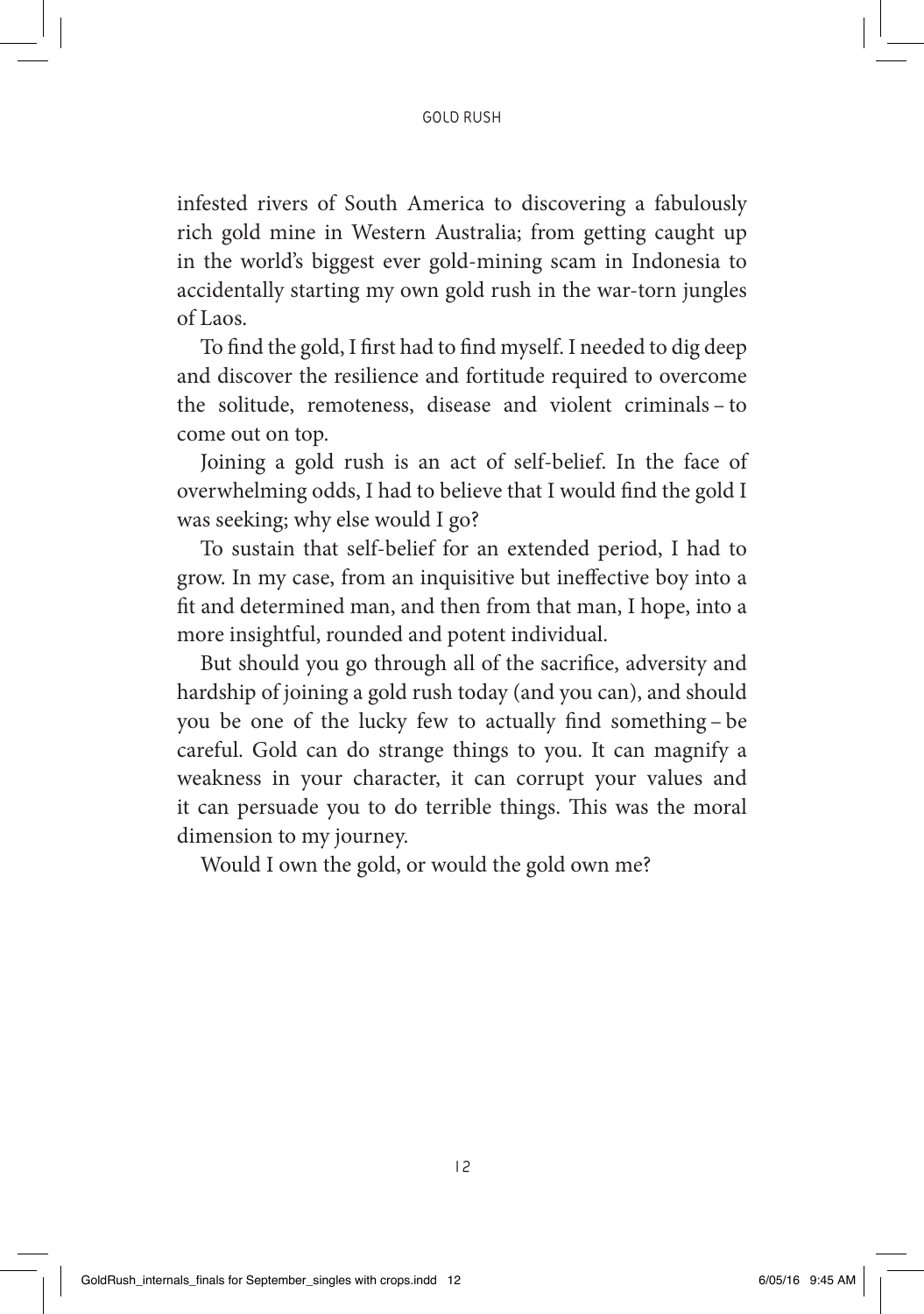infested rivers of South America to discovering a fabulously rich gold mine in Western Australia; from getting caught up in the world's biggest ever gold-mining scam in Indonesia to accidentally starting my own gold rush in the war-torn jungles of Laos.

To find the gold, I first had to find myself. I needed to dig deep and discover the resilience and fortitude required to overcome the solitude, remoteness, disease and violent criminals – to come out on top.

Joining a gold rush is an act of self-belief. In the face of overwhelming odds, I had to believe that I would find the gold I was seeking; why else would I go?

To sustain that self-belief for an extended period, I had to grow. In my case, from an inquisitive but ineffective boy into a fit and determined man, and then from that man, I hope, into a more insightful, rounded and potent individual.

But should you go through all of the sacrifice, adversity and hardship of joining a gold rush today (and you can), and should you be one of the lucky few to actually find something – be careful. Gold can do strange things to you. It can magnify a weakness in your character, it can corrupt your values and it can persuade you to do terrible things. This was the moral dimension to my journey.

Would I own the gold, or would the gold own me?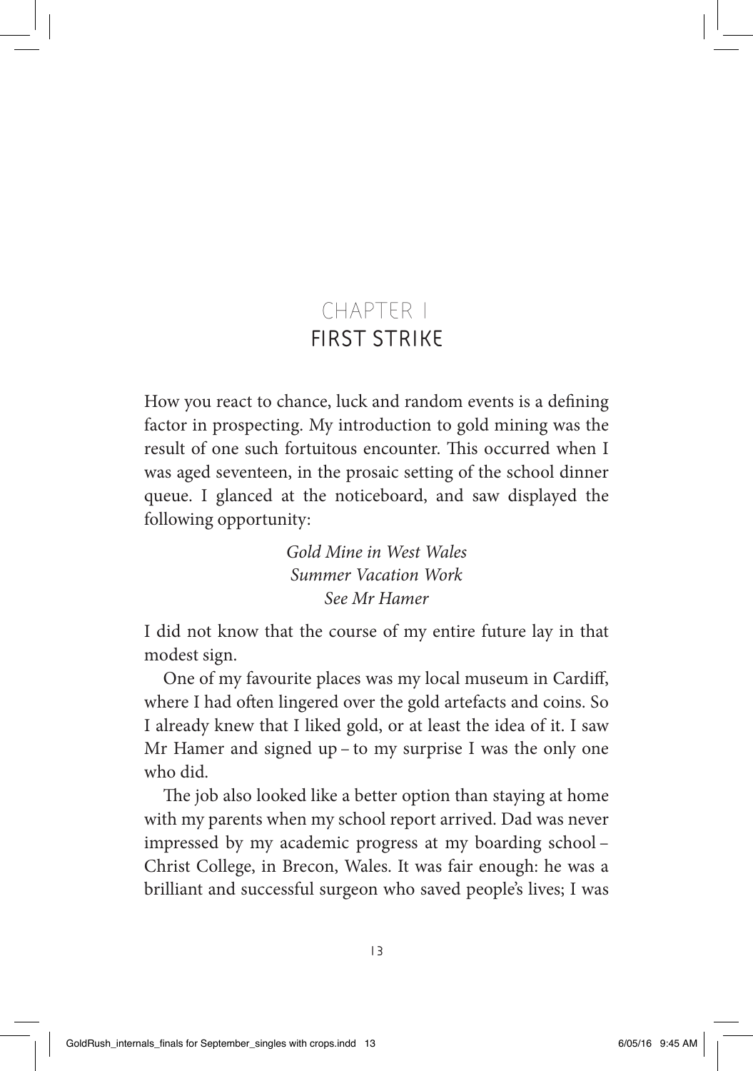# CHAPTER 1
## FIRST STRIKE

How you react to chance, luck and random events is a defining factor in prospecting. My introduction to gold mining was the result of one such fortuitous encounter. This occurred when I was aged seventeen, in the prosaic setting of the school dinner queue. I glanced at the noticeboard, and saw displayed the following opportunity:

*Gold Mine in West Wales*
*Summer Vacation Work*
*See Mr Hamer*

I did not know that the course of my entire future lay in that modest sign.

One of my favourite places was my local museum in Cardiff, where I had often lingered over the gold artefacts and coins. So I already knew that I liked gold, or at least the idea of it. I saw Mr Hamer and signed up – to my surprise I was the only one who did.

The job also looked like a better option than staying at home with my parents when my school report arrived. Dad was never impressed by my academic progress at my boarding school – Christ College, in Brecon, Wales. It was fair enough: he was a brilliant and successful surgeon who saved people's lives; I was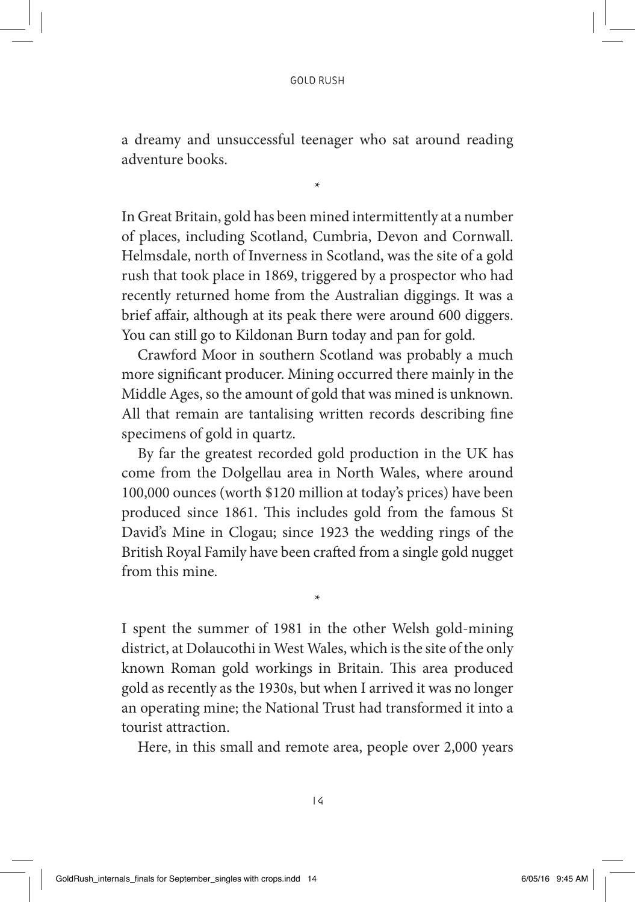a dreamy and unsuccessful teenager who sat around reading adventure books.

*

In Great Britain, gold has been mined intermittently at a number of places, including Scotland, Cumbria, Devon and Cornwall. Helmsdale, north of Inverness in Scotland, was the site of a gold rush that took place in 1869, triggered by a prospector who had recently returned home from the Australian diggings. It was a brief affair, although at its peak there were around 600 diggers. You can still go to Kildonan Burn today and pan for gold.

Crawford Moor in southern Scotland was probably a much more significant producer. Mining occurred there mainly in the Middle Ages, so the amount of gold that was mined is unknown. All that remain are tantalising written records describing fine specimens of gold in quartz.

By far the greatest recorded gold production in the UK has come from the Dolgellau area in North Wales, where around 100,000 ounces (worth $120 million at today's prices) have been produced since 1861. This includes gold from the famous St David's Mine in Clogau; since 1923 the wedding rings of the British Royal Family have been crafted from a single gold nugget from this mine.

*

I spent the summer of 1981 in the other Welsh gold-mining district, at Dolaucothi in West Wales, which is the site of the only known Roman gold workings in Britain. This area produced gold as recently as the 1930s, but when I arrived it was no longer an operating mine; the National Trust had transformed it into a tourist attraction.

Here, in this small and remote area, people over 2,000 years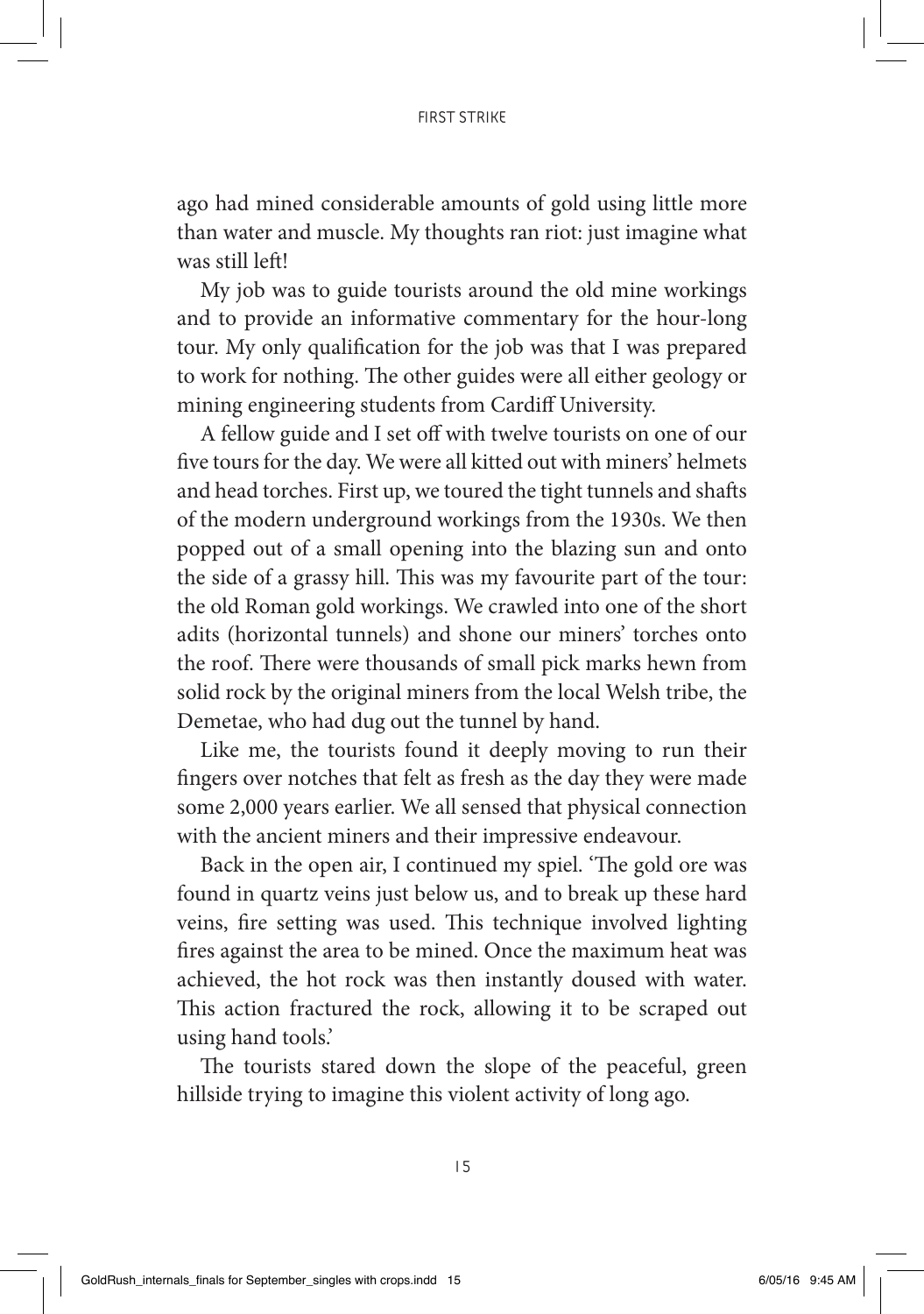ago had mined considerable amounts of gold using little more than water and muscle. My thoughts ran riot: just imagine what was still left!

My job was to guide tourists around the old mine workings and to provide an informative commentary for the hour-long tour. My only qualification for the job was that I was prepared to work for nothing. The other guides were all either geology or mining engineering students from Cardiff University.

A fellow guide and I set off with twelve tourists on one of our five tours for the day. We were all kitted out with miners' helmets and head torches. First up, we toured the tight tunnels and shafts of the modern underground workings from the 1930s. We then popped out of a small opening into the blazing sun and onto the side of a grassy hill. This was my favourite part of the tour: the old Roman gold workings. We crawled into one of the short adits (horizontal tunnels) and shone our miners' torches onto the roof. There were thousands of small pick marks hewn from solid rock by the original miners from the local Welsh tribe, the Demetae, who had dug out the tunnel by hand.

Like me, the tourists found it deeply moving to run their fingers over notches that felt as fresh as the day they were made some 2,000 years earlier. We all sensed that physical connection with the ancient miners and their impressive endeavour.

Back in the open air, I continued my spiel. 'The gold ore was found in quartz veins just below us, and to break up these hard veins, fire setting was used. This technique involved lighting fires against the area to be mined. Once the maximum heat was achieved, the hot rock was then instantly doused with water. This action fractured the rock, allowing it to be scraped out using hand tools.'

The tourists stared down the slope of the peaceful, green hillside trying to imagine this violent activity of long ago.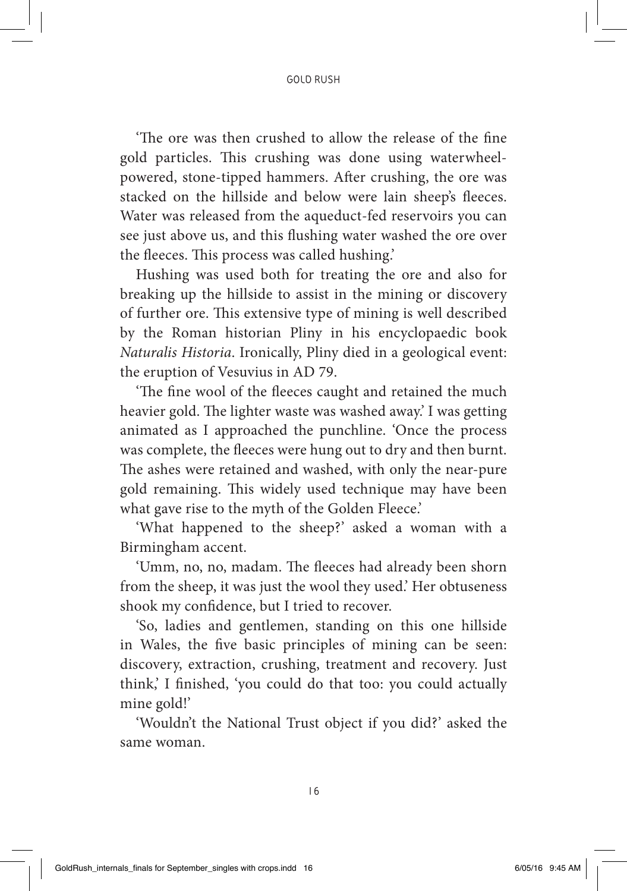'The ore was then crushed to allow the release of the fine gold particles. This crushing was done using waterwheel-powered, stone-tipped hammers. After crushing, the ore was stacked on the hillside and below were lain sheep's fleeces. Water was released from the aqueduct-fed reservoirs you can see just above us, and this flushing water washed the ore over the fleeces. This process was called hushing.'

Hushing was used both for treating the ore and also for breaking up the hillside to assist in the mining or discovery of further ore. This extensive type of mining is well described by the Roman historian Pliny in his encyclopaedic book *Naturalis Historia*. Ironically, Pliny died in a geological event: the eruption of Vesuvius in AD 79.

'The fine wool of the fleeces caught and retained the much heavier gold. The lighter waste was washed away.' I was getting animated as I approached the punchline. 'Once the process was complete, the fleeces were hung out to dry and then burnt. The ashes were retained and washed, with only the near-pure gold remaining. This widely used technique may have been what gave rise to the myth of the Golden Fleece.'

'What happened to the sheep?' asked a woman with a Birmingham accent.

'Umm, no, no, madam. The fleeces had already been shorn from the sheep, it was just the wool they used.' Her obtuseness shook my confidence, but I tried to recover.

'So, ladies and gentlemen, standing on this one hillside in Wales, the five basic principles of mining can be seen: discovery, extraction, crushing, treatment and recovery. Just think,' I finished, 'you could do that too: you could actually mine gold!'

'Wouldn't the National Trust object if you did?' asked the same woman.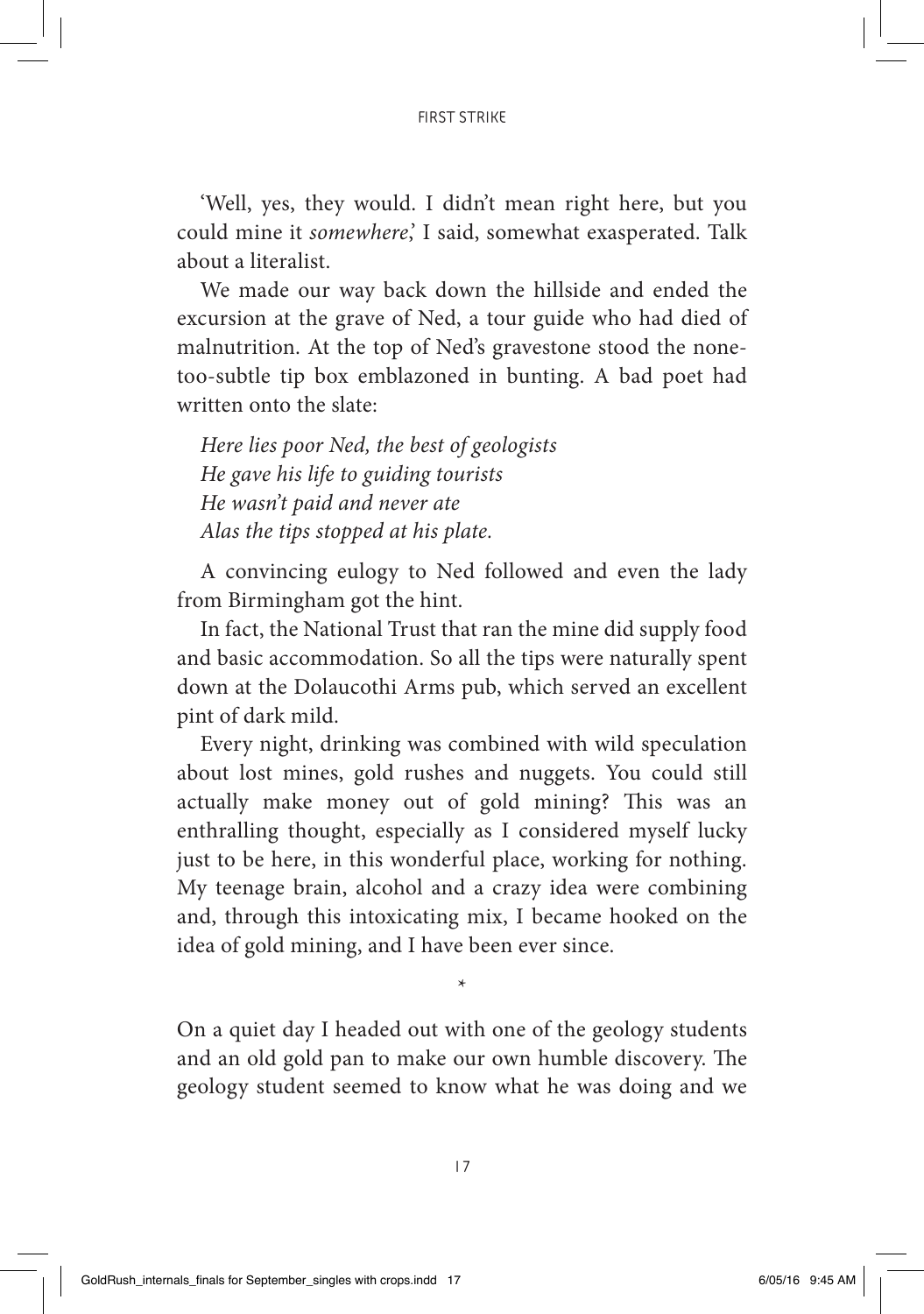'Well, yes, they would. I didn't mean right here, but you could mine it *somewhere*,' I said, somewhat exasperated. Talk about a literalist.

We made our way back down the hillside and ended the excursion at the grave of Ned, a tour guide who had died of malnutrition. At the top of Ned's gravestone stood the none-too-subtle tip box emblazoned in bunting. A bad poet had written onto the slate:

*Here lies poor Ned, the best of geologists*
*He gave his life to guiding tourists*
*He wasn't paid and never ate*
*Alas the tips stopped at his plate.*

A convincing eulogy to Ned followed and even the lady from Birmingham got the hint.

In fact, the National Trust that ran the mine did supply food and basic accommodation. So all the tips were naturally spent down at the Dolaucothi Arms pub, which served an excellent pint of dark mild.

Every night, drinking was combined with wild speculation about lost mines, gold rushes and nuggets. You could still actually make money out of gold mining? This was an enthralling thought, especially as I considered myself lucky just to be here, in this wonderful place, working for nothing. My teenage brain, alcohol and a crazy idea were combining and, through this intoxicating mix, I became hooked on the idea of gold mining, and I have been ever since.

*

On a quiet day I headed out with one of the geology students and an old gold pan to make our own humble discovery. The geology student seemed to know what he was doing and we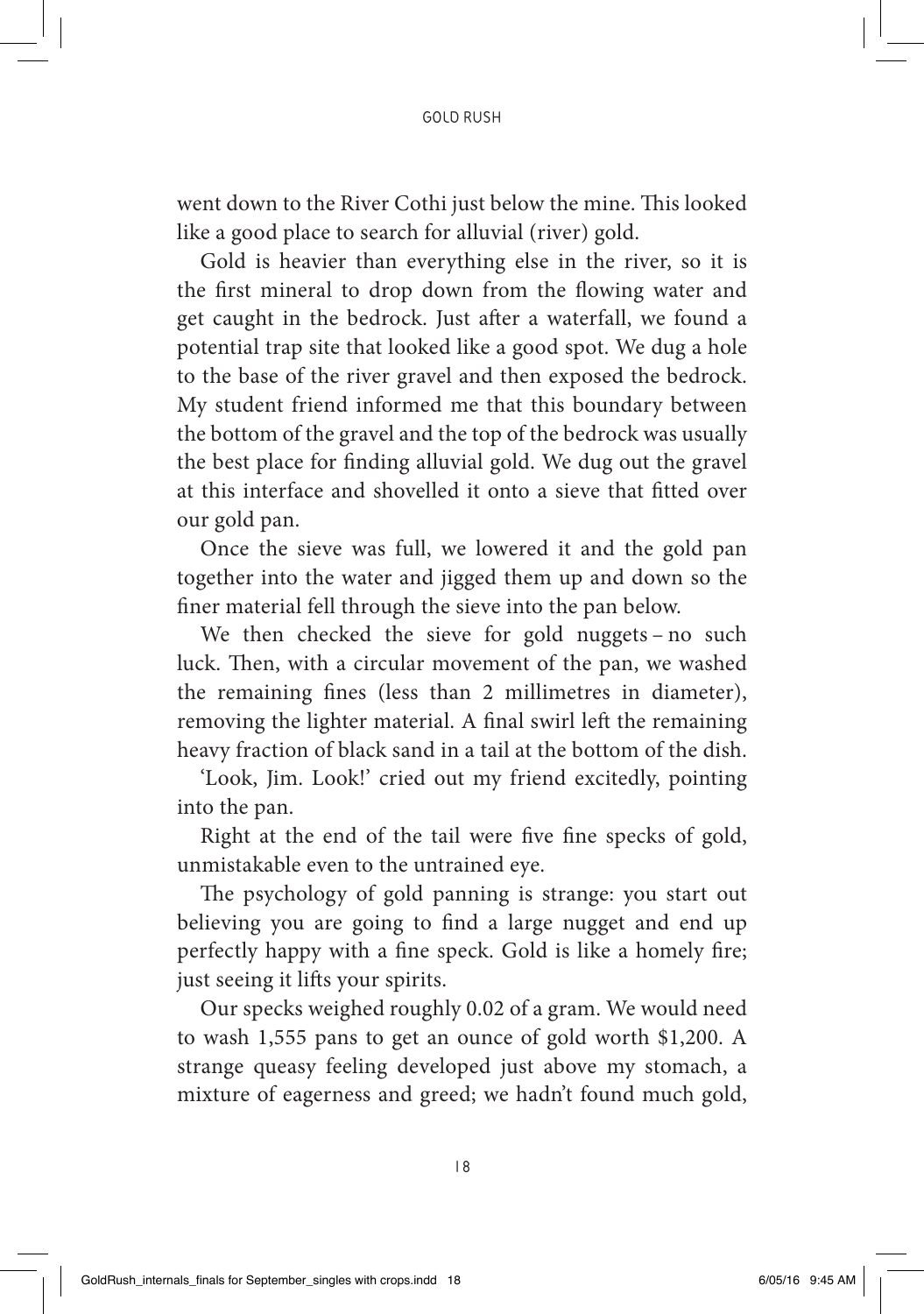went down to the River Cothi just below the mine. This looked like a good place to search for alluvial (river) gold.

Gold is heavier than everything else in the river, so it is the first mineral to drop down from the flowing water and get caught in the bedrock. Just after a waterfall, we found a potential trap site that looked like a good spot. We dug a hole to the base of the river gravel and then exposed the bedrock. My student friend informed me that this boundary between the bottom of the gravel and the top of the bedrock was usually the best place for finding alluvial gold. We dug out the gravel at this interface and shovelled it onto a sieve that fitted over our gold pan.

Once the sieve was full, we lowered it and the gold pan together into the water and jigged them up and down so the finer material fell through the sieve into the pan below.

We then checked the sieve for gold nuggets – no such luck. Then, with a circular movement of the pan, we washed the remaining fines (less than 2 millimetres in diameter), removing the lighter material. A final swirl left the remaining heavy fraction of black sand in a tail at the bottom of the dish.

'Look, Jim. Look!' cried out my friend excitedly, pointing into the pan.

Right at the end of the tail were five fine specks of gold, unmistakable even to the untrained eye.

The psychology of gold panning is strange: you start out believing you are going to find a large nugget and end up perfectly happy with a fine speck. Gold is like a homely fire; just seeing it lifts your spirits.

Our specks weighed roughly 0.02 of a gram. We would need to wash 1,555 pans to get an ounce of gold worth $1,200. A strange queasy feeling developed just above my stomach, a mixture of eagerness and greed; we hadn't found much gold,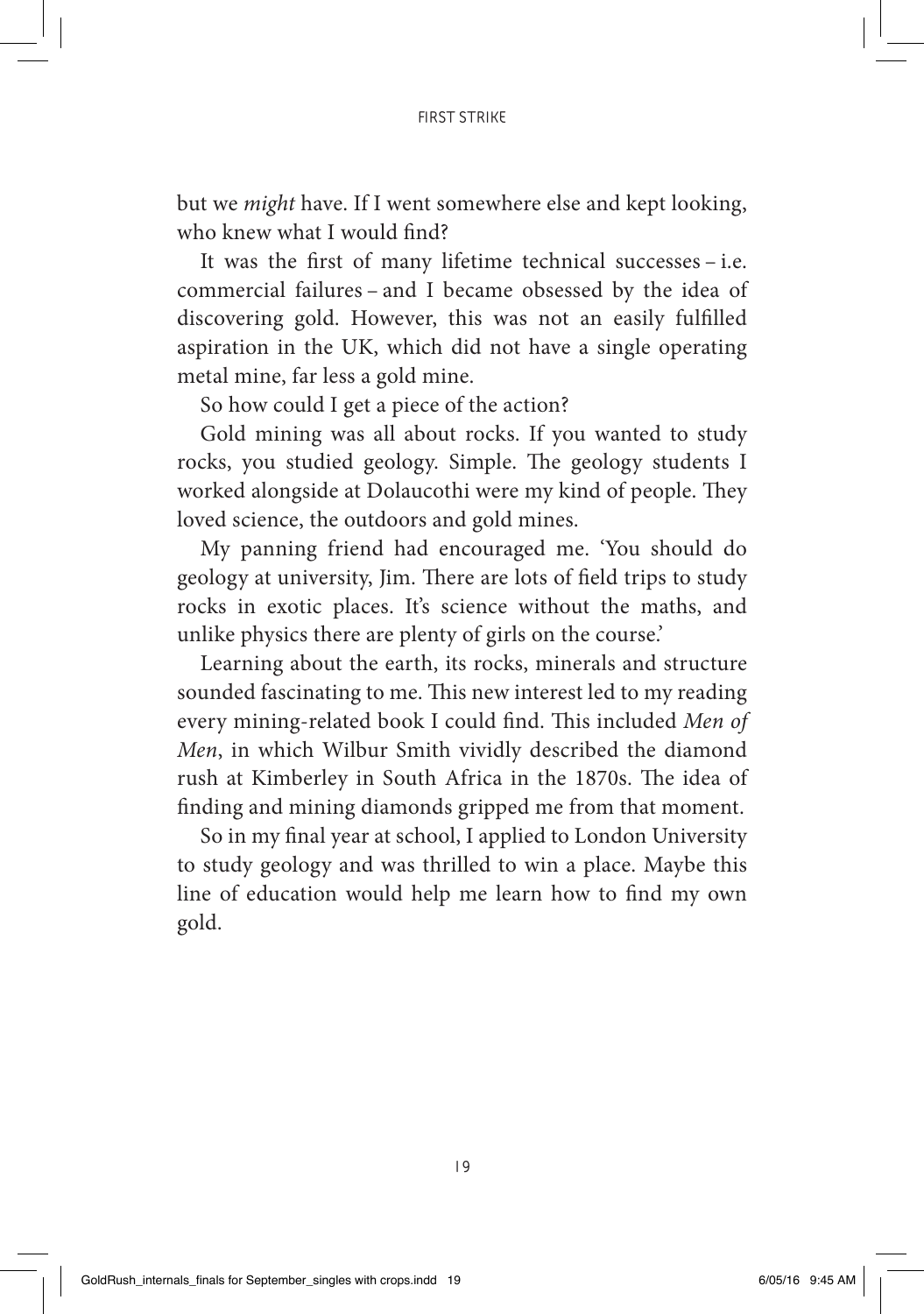but we *might* have. If I went somewhere else and kept looking, who knew what I would find?

It was the first of many lifetime technical successes – i.e. commercial failures – and I became obsessed by the idea of discovering gold. However, this was not an easily fulfilled aspiration in the UK, which did not have a single operating metal mine, far less a gold mine.

So how could I get a piece of the action?

Gold mining was all about rocks. If you wanted to study rocks, you studied geology. Simple. The geology students I worked alongside at Dolaucothi were my kind of people. They loved science, the outdoors and gold mines.

My panning friend had encouraged me. 'You should do geology at university, Jim. There are lots of field trips to study rocks in exotic places. It's science without the maths, and unlike physics there are plenty of girls on the course.'

Learning about the earth, its rocks, minerals and structure sounded fascinating to me. This new interest led to my reading every mining-related book I could find. This included *Men of Men*, in which Wilbur Smith vividly described the diamond rush at Kimberley in South Africa in the 1870s. The idea of finding and mining diamonds gripped me from that moment.

So in my final year at school, I applied to London University to study geology and was thrilled to win a place. Maybe this line of education would help me learn how to find my own gold.